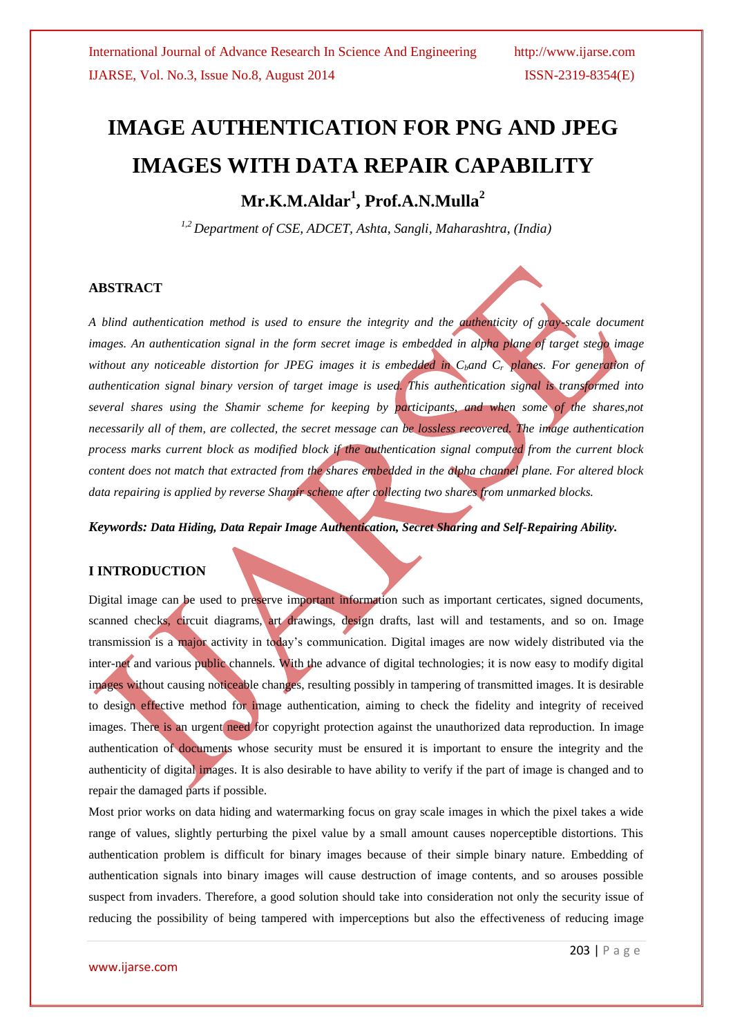# IMAGE AUTHENTICATION FOR PNG AND JPEG IMAGES WITH DATA REPAIR CAPABILITY

**Mr.K.M.Aldar[1], Prof.A.N.Mulla[2]**

*[1,2] Department of CSE, ADCET, Ashta, Sangli, Maharashtra, (India)*

## ABSTRACT

*A blind authentication method is used to ensure the integrity and the authenticity of gray-scale document images. An authentication signal in the form secret image is embedded in alpha plane of target stego image without any noticeable distortion for JPEG images it is embedded in $C_b$ and $C_r$ planes. For generation of authentication signal binary version of target image is used. This authentication signal is transformed into several shares using the Shamir scheme for keeping by participants, and when some of the shares,not necessarily all of them, are collected, the secret message can be lossless recovered. The image authentication process marks current block as modified block if the authentication signal computed from the current block content does not match that extracted from the shares embedded in the alpha channel plane. For altered block data repairing is applied by reverse Shamir scheme after collecting two shares from unmarked blocks.*

***Keywords:** **Data Hiding, Data Repair Image Authentication, Secret Sharing and Self-Repairing Ability.***

## I INTRODUCTION

Digital image can be used to preserve important information such as important certicates, signed documents, scanned checks, circuit diagrams, art drawings, design drafts, last will and testaments, and so on. Image transmission is a major activity in today's communication. Digital images are now widely distributed via the inter-net and various public channels. With the advance of digital technologies; it is now easy to modify digital images without causing noticeable changes, resulting possibly in tampering of transmitted images. It is desirable to design effective method for image authentication, aiming to check the fidelity and integrity of received images. There is an urgent need for copyright protection against the unauthorized data reproduction. In image authentication of documents whose security must be ensured it is important to ensure the integrity and the authenticity of digital images. It is also desirable to have ability to verify if the part of image is changed and to repair the damaged parts if possible.

Most prior works on data hiding and watermarking focus on gray scale images in which the pixel takes a wide range of values, slightly perturbing the pixel value by a small amount causes noperceptible distortions. This authentication problem is difficult for binary images because of their simple binary nature. Embedding of authentication signals into binary images will cause destruction of image contents, and so arouses possible suspect from invaders. Therefore, a good solution should take into consideration not only the security issue of reducing the possibility of being tampered with imperceptions but also the effectiveness of reducing image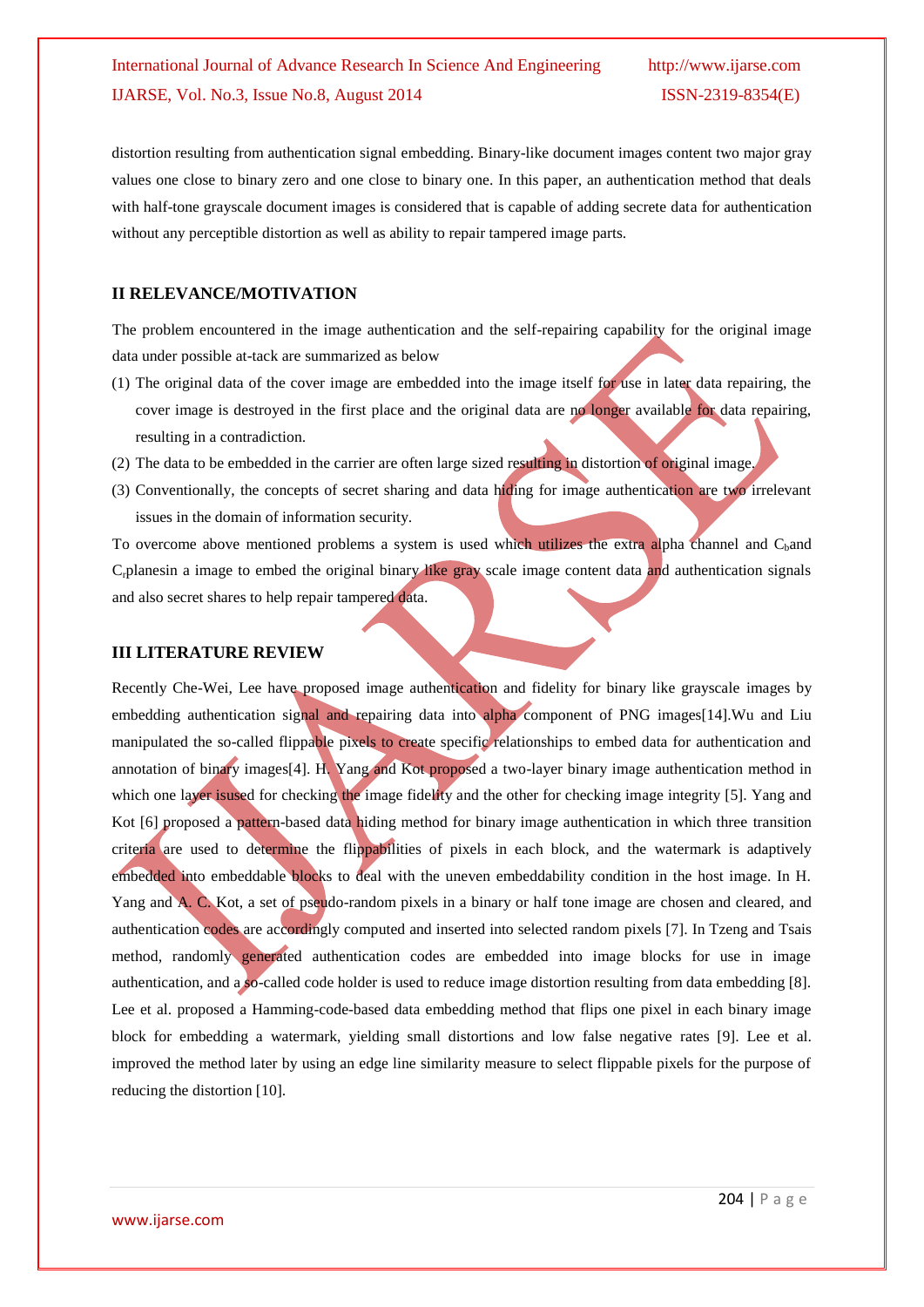distortion resulting from authentication signal embedding. Binary-like document images content two major gray values one close to binary zero and one close to binary one. In this paper, an authentication method that deals with half-tone grayscale document images is considered that is capable of adding secrete data for authentication without any perceptible distortion as well as ability to repair tampered image parts.

## II RELEVANCE/MOTIVATION

The problem encountered in the image authentication and the self-repairing capability for the original image data under possible at-tack are summarized as below

(1) The original data of the cover image are embedded into the image itself for use in later data repairing, the cover image is destroyed in the first place and the original data are no longer available for data repairing, resulting in a contradiction.

(2) The data to be embedded in the carrier are often large sized resulting in distortion of original image.

(3) Conventionally, the concepts of secret sharing and data hiding for image authentication are two irrelevant issues in the domain of information security.

To overcome above mentioned problems a system is used which utilizes the extra alpha channel and $C_b$and $C_r$planesin a image to embed the original binary like gray scale image content data and authentication signals and also secret shares to help repair tampered data.

## III LITERATURE REVIEW

Recently Che-Wei, Lee have proposed image authentication and fidelity for binary like grayscale images by embedding authentication signal and repairing data into alpha component of PNG images[14].Wu and Liu manipulated the so-called flippable pixels to create specific relationships to embed data for authentication and annotation of binary images[4]. H. Yang and Kot proposed a two-layer binary image authentication method in which one layer isused for checking the image fidelity and the other for checking image integrity [5]. Yang and Kot [6] proposed a pattern-based data hiding method for binary image authentication in which three transition criteria are used to determine the flippabilities of pixels in each block, and the watermark is adaptively embedded into embeddable blocks to deal with the uneven embeddability condition in the host image. In H. Yang and A. C. Kot, a set of pseudo-random pixels in a binary or half tone image are chosen and cleared, and authentication codes are accordingly computed and inserted into selected random pixels [7]. In Tzeng and Tsais method, randomly generated authentication codes are embedded into image blocks for use in image authentication, and a so-called code holder is used to reduce image distortion resulting from data embedding [8]. Lee et al. proposed a Hamming-code-based data embedding method that flips one pixel in each binary image block for embedding a watermark, yielding small distortions and low false negative rates [9]. Lee et al. improved the method later by using an edge line similarity measure to select flippable pixels for the purpose of reducing the distortion [10].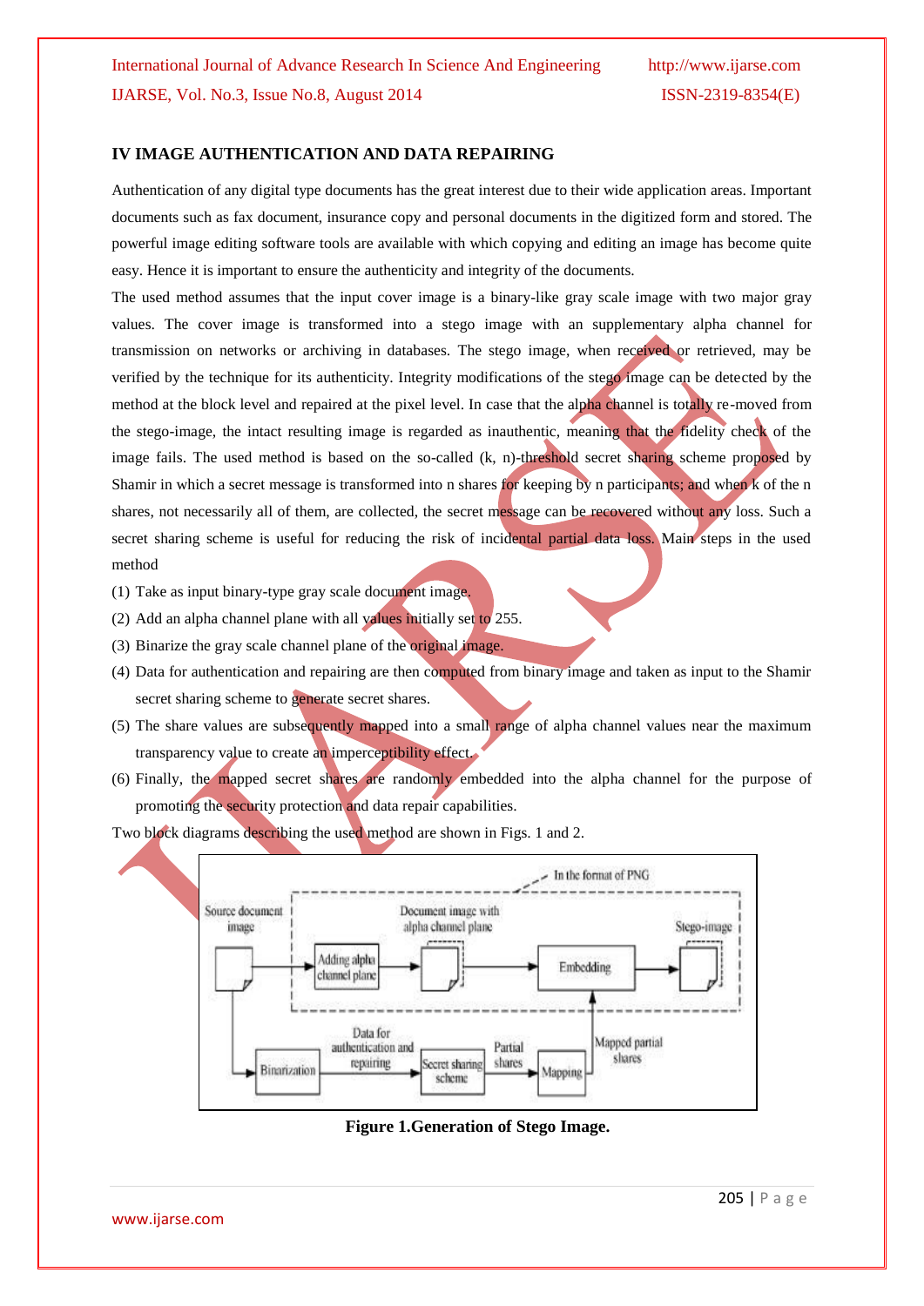## IV IMAGE AUTHENTICATION AND DATA REPAIRING

Authentication of any digital type documents has the great interest due to their wide application areas. Important documents such as fax document, insurance copy and personal documents in the digitized form and stored. The powerful image editing software tools are available with which copying and editing an image has become quite easy. Hence it is important to ensure the authenticity and integrity of the documents.

The used method assumes that the input cover image is a binary-like gray scale image with two major gray values. The cover image is transformed into a stego image with an supplementary alpha channel for transmission on networks or archiving in databases. The stego image, when received or retrieved, may be verified by the technique for its authenticity. Integrity modifications of the stego image can be detected by the method at the block level and repaired at the pixel level. In case that the alpha channel is totally re-moved from the stego-image, the intact resulting image is regarded as inauthentic, meaning that the fidelity check of the image fails. The used method is based on the so-called (k, n)-threshold secret sharing scheme proposed by Shamir in which a secret message is transformed into n shares for keeping by n participants; and when k of the n shares, not necessarily all of them, are collected, the secret message can be recovered without any loss. Such a secret sharing scheme is useful for reducing the risk of incidental partial data loss. Main steps in the used method

(1) Take as input binary-type gray scale document image.

(2) Add an alpha channel plane with all values initially set to 255.

(3) Binarize the gray scale channel plane of the original image.

(4) Data for authentication and repairing are then computed from binary image and taken as input to the Shamir secret sharing scheme to generate secret shares.

(5) The share values are subsequently mapped into a small range of alpha channel values near the maximum transparency value to create an imperceptibility effect.

(6) Finally, the mapped secret shares are randomly embedded into the alpha channel for the purpose of promoting the security protection and data repair capabilities.

Two block diagrams describing the used method are shown in Figs. 1 and 2.

**Figure 1.Generation of Stego Image.**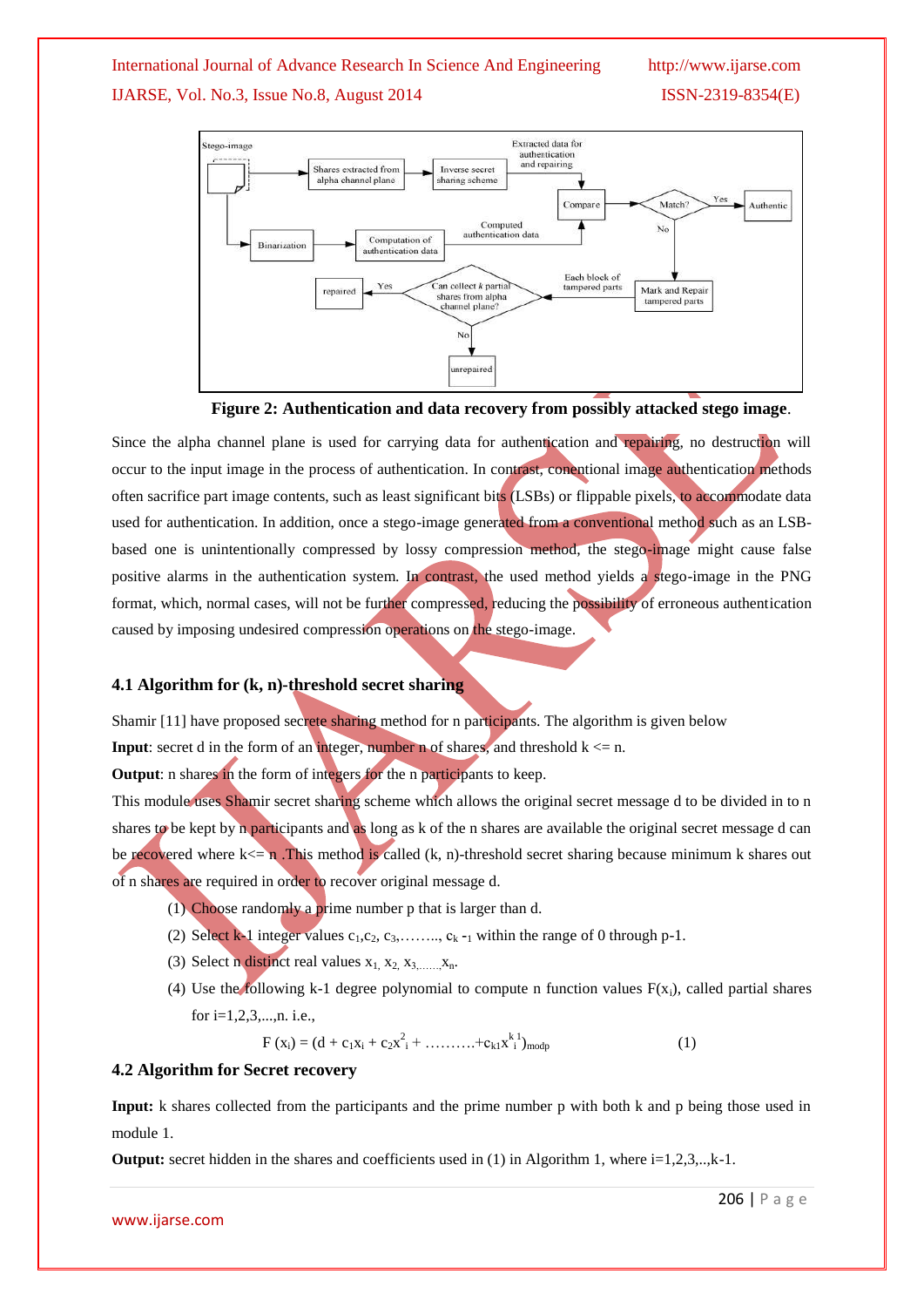Figure 2: **Authentication and data recovery from possibly attacked stego image**.

Since the alpha channel plane is used for carrying data for authentication and repairing, no destruction will occur to the input image in the process of authentication. In contrast, conentional image authentication methods often sacrifice part image contents, such as least significant bits (LSBs) or flippable pixels, to accommodate data used for authentication. In addition, once a stego-image generated from a conventional method such as an LSB-based one is unintentionally compressed by lossy compression method, the stego-image might cause false positive alarms in the authentication system. In contrast, the used method yields a stego-image in the PNG format, which, normal cases, will not be further compressed, reducing the possibility of erroneous authentication caused by imposing undesired compression operations on the stego-image.

### 4.1 Algorithm for (k, n)-threshold secret sharing

Shamir [11] have proposed secrete sharing method for n participants. The algorithm is given below

**Input**: secret d in the form of an integer, number n of shares, and threshold k <= n.

**Output**: n shares in the form of integers for the n participants to keep.

This module uses Shamir secret sharing scheme which allows the original secret message d to be divided in to n shares to be kept by n participants and as long as k of the n shares are available the original secret message d can be recovered where k<= n .This method is called (k, n)-threshold secret sharing because minimum k shares out of n shares are required in order to recover original message d.

(1) Choose randomly a prime number p that is larger than d.

(2) Select k-1 integer values $c_1, c_2, c_3, \ldots, c_{k-1}$ within the range of 0 through p-1.

(3) Select n distinct real values $x_1, x_2, x_3, \ldots, x_n$.

(4) Use the following k-1 degree polynomial to compute n function values $F(x_i)$, called partial shares for i=1,2,3,...,n. i.e.,

$$F(x_i) = (d + c_1x_i + c_2x_i^2 + \ldots + c_{k1}x_i^{k1})_{\bmod p} \qquad (1)$$

### 4.2 Algorithm for Secret recovery

**Input:** k shares collected from the participants and the prime number p with both k and p being those used in module 1.

**Output:** secret hidden in the shares and coefficients used in (1) in Algorithm 1, where i=1,2,3,..,k-1.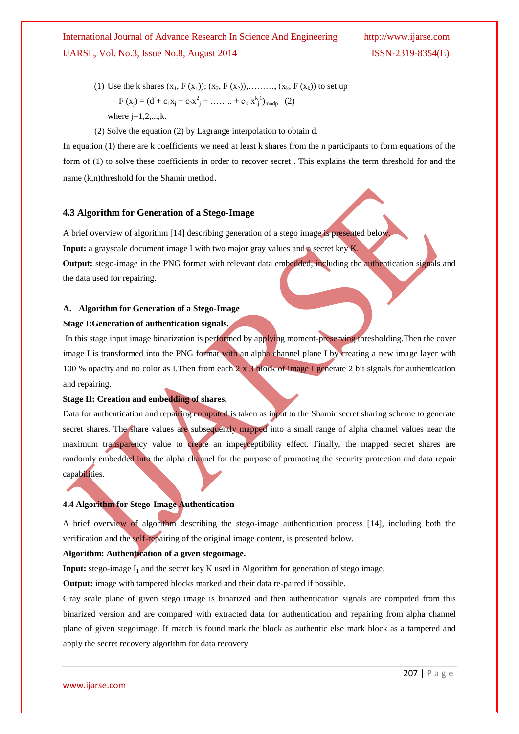(1) Use the k shares $(x_1, F(x_1)); (x_2, F(x_2)), \ldots\ldots\ldots, (x_k, F(x_k))$ to set up

$$F(x_j) = (d + c_1x_j + c_2x_j^2 + \ldots\ldots + c_{k1}x_j^{k\,1})_{\text{mod}p} \quad (2)$$

where j=1,2,...,k.

(2) Solve the equation (2) by Lagrange interpolation to obtain d.

In equation (1) there are k coefficients we need at least k shares from the n participants to form equations of the form of (1) to solve these coefficients in order to recover secret . This explains the term threshold for and the name (k,n)threshold for the Shamir method.

### 4.3 Algorithm for Generation of a Stego-Image

A brief overview of algorithm [14] describing generation of a stego image is presented below.

**Input:** a grayscale document image I with two major gray values and a secret key K.

**Output:** stego-image in the PNG format with relevant data embedded, including the authentication signals and the data used for repairing.

#### A. Algorithm for Generation of a Stego-Image

**Stage I:Generation of authentication signals.**

In this stage input image binarization is performed by applying moment-preserving thresholding.Then the cover image I is transformed into the PNG format with an alpha channel plane I by creating a new image layer with 100 % opacity and no color as I.Then from each 2 x 3 block of image I generate 2 bit signals for authentication and repairing.

**Stage II: Creation and embedding of shares.**

Data for authentication and repairing computed is taken as input to the Shamir secret sharing scheme to generate secret shares. The share values are subsequently mapped into a small range of alpha channel values near the maximum transparency value to create an imperceptibility effect. Finally, the mapped secret shares are randomly embedded into the alpha channel for the purpose of promoting the security protection and data repair capabilities.

### 4.4 Algorithm for Stego-Image Authentication

A brief overview of algorithm describing the stego-image authentication process [14], including both the verification and the self-repairing of the original image content, is presented below.

**Algorithm: Authentication of a given stegoimage.**

**Input:** stego-image $I_1$ and the secret key K used in Algorithm for generation of stego image.

**Output:** image with tampered blocks marked and their data re-paired if possible.

Gray scale plane of given stego image is binarized and then authentication signals are computed from this binarized version and are compared with extracted data for authentication and repairing from alpha channel plane of given stegoimage. If match is found mark the block as authentic else mark block as a tampered and apply the secret recovery algorithm for data recovery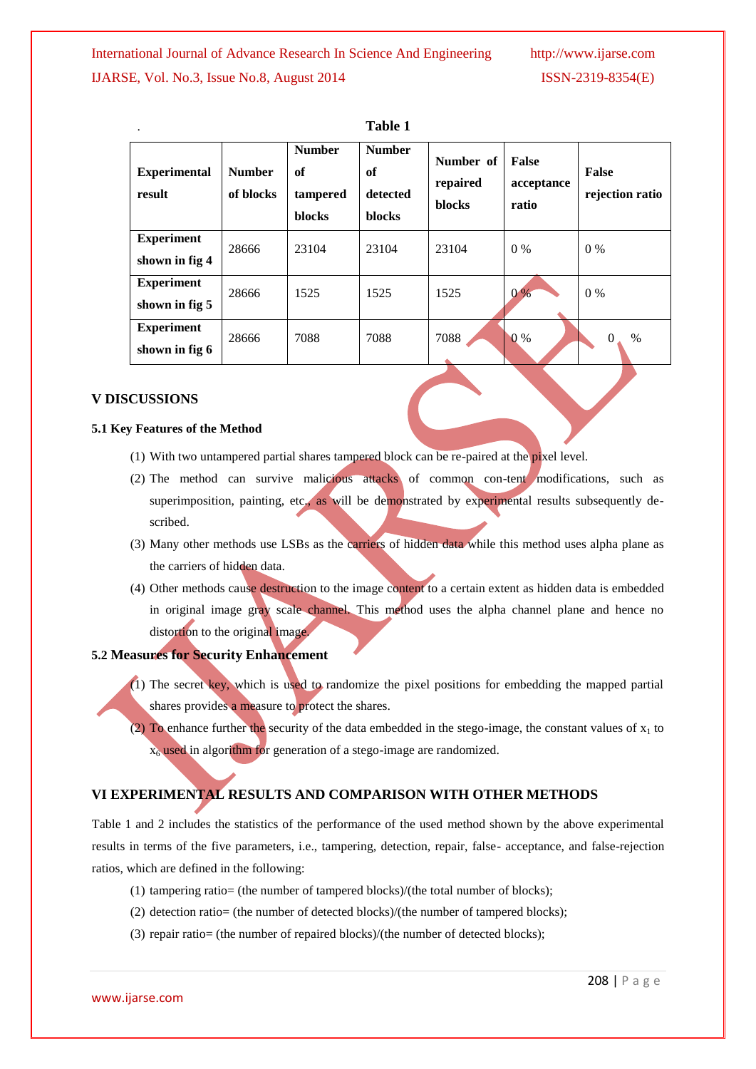**Table 1**

| Experimental result | Number of blocks | Number of tampered blocks | Number of detected blocks | Number of repaired blocks | False acceptance ratio | False rejection ratio |
|---|---|---|---|---|---|---|
| Experiment shown in fig 4 | 28666 | 23104 | 23104 | 23104 | 0 % | 0 % |
| Experiment shown in fig 5 | 28666 | 1525 | 1525 | 1525 | 0 % | 0 % |
| Experiment shown in fig 6 | 28666 | 7088 | 7088 | 7088 | 0 % | 0 % |

## V DISCUSSIONS

### 5.1 Key Features of the Method

(1) With two untampered partial shares tampered block can be re-paired at the pixel level.

(2) The method can survive malicious attacks of common con-tent modifications, such as superimposition, painting, etc., as will be demonstrated by experimental results subsequently de-scribed.

(3) Many other methods use LSBs as the carriers of hidden data while this method uses alpha plane as the carriers of hidden data.

(4) Other methods cause destruction to the image content to a certain extent as hidden data is embedded in original image gray scale channel. This method uses the alpha channel plane and hence no distortion to the original image.

### 5.2 Measures for Security Enhancement

(1) The secret key, which is used to randomize the pixel positions for embedding the mapped partial shares provides a measure to protect the shares.

(2) To enhance further the security of the data embedded in the stego-image, the constant values of $x_1$ to $x_6$ used in algorithm for generation of a stego-image are randomized.

## VI EXPERIMENTAL RESULTS AND COMPARISON WITH OTHER METHODS

Table 1 and 2 includes the statistics of the performance of the used method shown by the above experimental results in terms of the five parameters, i.e., tampering, detection, repair, false- acceptance, and false-rejection ratios, which are defined in the following:

(1) tampering ratio= (the number of tampered blocks)/(the total number of blocks);

(2) detection ratio= (the number of detected blocks)/(the number of tampered blocks);

(3) repair ratio= (the number of repaired blocks)/(the number of detected blocks);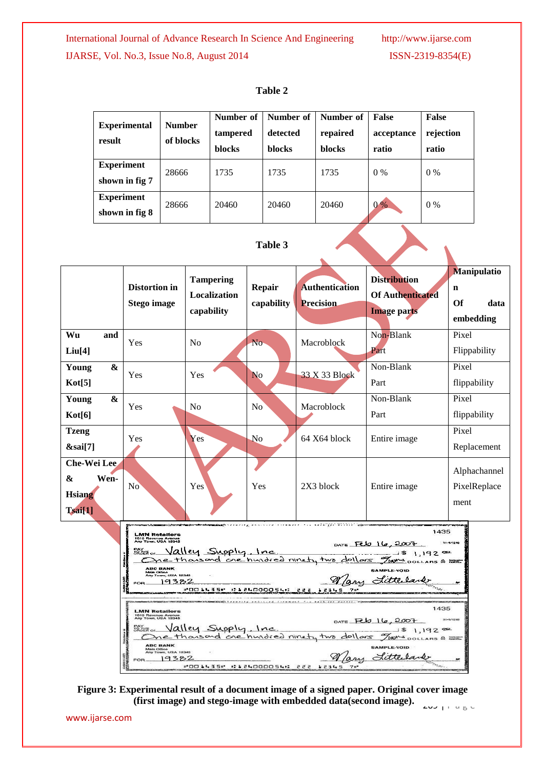**Table 2**

| Experimental result | Number of blocks | Number of tampered blocks | Number of detected blocks | Number of repaired blocks | False acceptance ratio | False rejection ratio |
|---|---|---|---|---|---|---|
| Experiment shown in fig 7 | 28666 | 1735 | 1735 | 1735 | 0 % | 0 % |
| Experiment shown in fig 8 | 28666 | 20460 | 20460 | 20460 | 0 % | 0 % |

**Table 3**

| | Distortion in Stego image | Tampering Localization capability | Repair capability | Authentication Precision | Distribution Of Authenticated Image parts | Manipulation Of data embedding |
|---|---|---|---|---|---|---|
| Wu and Liu[4] | Yes | No | No | Macroblock | Non-Blank Part | Pixel Flippability |
| Young & Kot[5] | Yes | Yes | No | 33 X 33 Block | Non-Blank Part | Pixel flippability |
| Young & Kot[6] | Yes | No | No | Macroblock | Non-Blank Part | Pixel flippability |
| Tzeng &sai[7] | Yes | Yes | No | 64 X64 block | Entire image | Pixel Replacement |
| Che-Wei Lee & Wen-Hsiang Tsai[1] | No | Yes | Yes | 2X3 block | Entire image | Alphachannel PixelReplacement |

**Figure 3: Experimental result of a document image of a signed paper. Original cover image (first image) and stego-image with embedded data(second image).**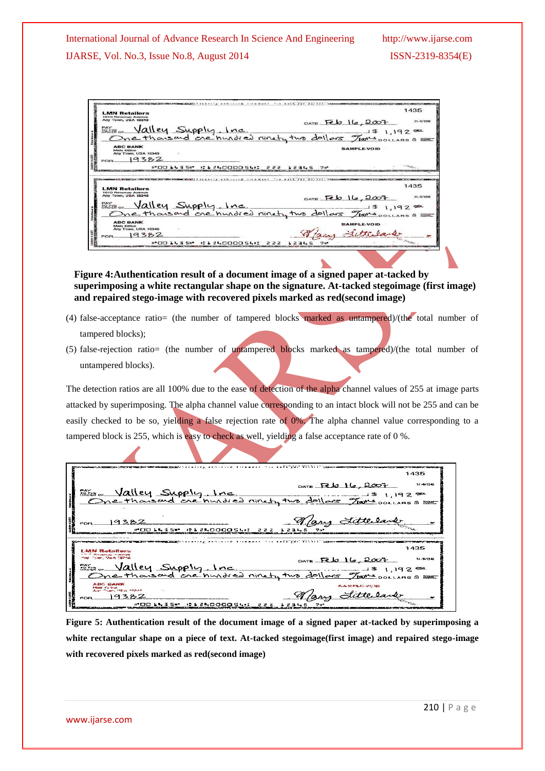**Figure 4:Authentication result of a document image of a signed paper at-tacked by superimposing a white rectangular shape on the signature. At-tacked stegoimage (first image) and repaired stego-image with recovered pixels marked as red(second image)**

(4) false-acceptance ratio= (the number of tampered blocks marked as untampered)/(the total number of tampered blocks);

(5) false-rejection ratio= (the number of untampered blocks marked as tampered)/(the total number of untampered blocks).

The detection ratios are all 100% due to the ease of detection of the alpha channel values of 255 at image parts attacked by superimposing. The alpha channel value corresponding to an intact block will not be 255 and can be easily checked to be so, yielding a false rejection rate of 0%. The alpha channel value corresponding to a tampered block is 255, which is easy to check as well, yielding a false acceptance rate of 0 %.

**Figure 5: Authentication result of the document image of a signed paper at-tacked by superimposing a white rectangular shape on a piece of text. At-tacked stegoimage(first image) and repaired stego-image with recovered pixels marked as red(second image)**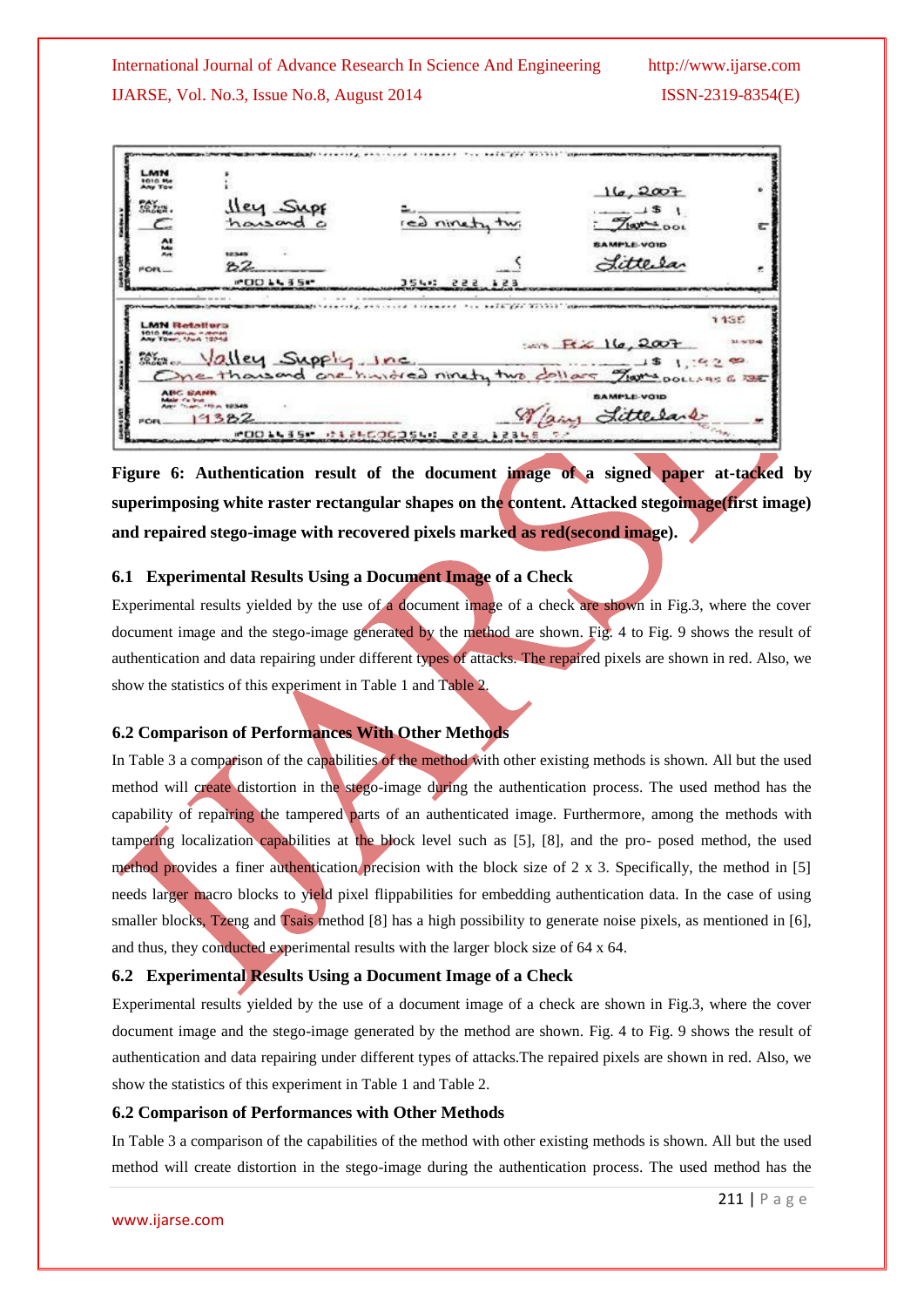**Figure 6: Authentication result of the document image of a signed paper at-tacked by superimposing white raster rectangular shapes on the content. Attacked stegoimage(first image) and repaired stego-image with recovered pixels marked as red(second image).**

### 6.1 Experimental Results Using a Document Image of a Check

Experimental results yielded by the use of a document image of a check are shown in Fig.3, where the cover document image and the stego-image generated by the method are shown. Fig. 4 to Fig. 9 shows the result of authentication and data repairing under different types of attacks. The repaired pixels are shown in red. Also, we show the statistics of this experiment in Table 1 and Table 2.

### 6.2 Comparison of Performances With Other Methods

In Table 3 a comparison of the capabilities of the method with other existing methods is shown. All but the used method will create distortion in the stego-image during the authentication process. The used method has the capability of repairing the tampered parts of an authenticated image. Furthermore, among the methods with tampering localization capabilities at the block level such as [5], [8], and the pro- posed method, the used method provides a finer authentication precision with the block size of 2 x 3. Specifically, the method in [5] needs larger macro blocks to yield pixel flippabilities for embedding authentication data. In the case of using smaller blocks, Tzeng and Tsais method [8] has a high possibility to generate noise pixels, as mentioned in [6], and thus, they conducted experimental results with the larger block size of 64 x 64.

### 6.2 Experimental Results Using a Document Image of a Check

Experimental results yielded by the use of a document image of a check are shown in Fig.3, where the cover document image and the stego-image generated by the method are shown. Fig. 4 to Fig. 9 shows the result of authentication and data repairing under different types of attacks.The repaired pixels are shown in red. Also, we show the statistics of this experiment in Table 1 and Table 2.

### 6.2 Comparison of Performances with Other Methods

In Table 3 a comparison of the capabilities of the method with other existing methods is shown. All but the used method will create distortion in the stego-image during the authentication process. The used method has the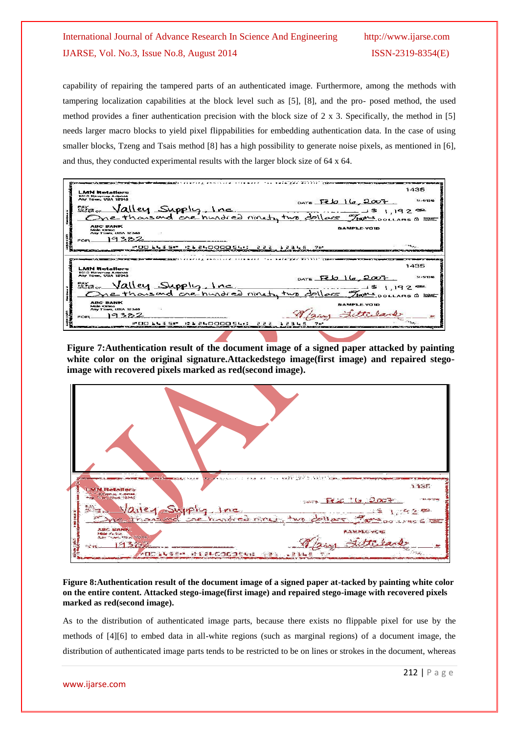capability of repairing the tampered parts of an authenticated image. Furthermore, among the methods with tampering localization capabilities at the block level such as [5], [8], and the pro- posed method, the used method provides a finer authentication precision with the block size of 2 x 3. Specifically, the method in [5] needs larger macro blocks to yield pixel flippabilities for embedding authentication data. In the case of using smaller blocks, Tzeng and Tsais method [8] has a high possibility to generate noise pixels, as mentioned in [6], and thus, they conducted experimental results with the larger block size of 64 x 64.

**Figure 7:Authentication result of the document image of a signed paper attacked by painting white color on the original signature.Attackedstego image(first image) and repaired stego-image with recovered pixels marked as red(second image).**

**Figure 8:Authentication result of the document image of a signed paper at-tacked by painting white color on the entire content. Attacked stego-image(first image) and repaired stego-image with recovered pixels marked as red(second image).**

As to the distribution of authenticated image parts, because there exists no flippable pixel for use by the methods of [4][6] to embed data in all-white regions (such as marginal regions) of a document image, the distribution of authenticated image parts tends to be restricted to be on lines or strokes in the document, whereas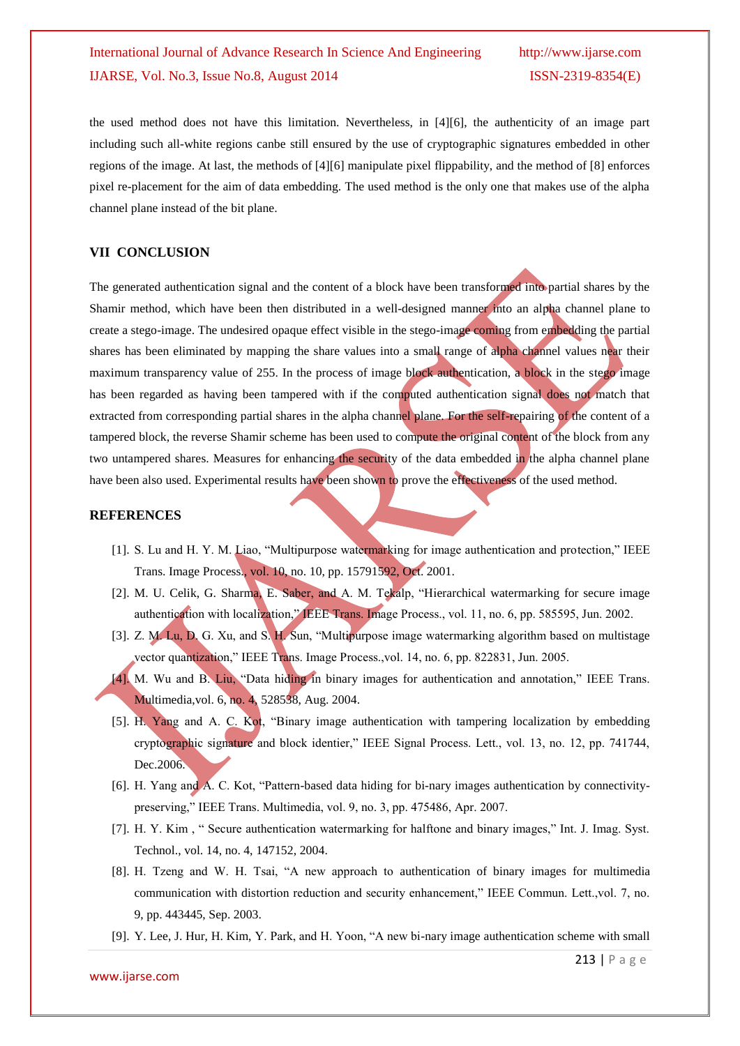the used method does not have this limitation. Nevertheless, in [4][6], the authenticity of an image part including such all-white regions canbe still ensured by the use of cryptographic signatures embedded in other regions of the image. At last, the methods of [4][6] manipulate pixel flippability, and the method of [8] enforces pixel re-placement for the aim of data embedding. The used method is the only one that makes use of the alpha channel plane instead of the bit plane.

## VII CONCLUSION

The generated authentication signal and the content of a block have been transformed into partial shares by the Shamir method, which have been then distributed in a well-designed manner into an alpha channel plane to create a stego-image. The undesired opaque effect visible in the stego-image coming from embedding the partial shares has been eliminated by mapping the share values into a small range of alpha channel values near their maximum transparency value of 255. In the process of image block authentication, a block in the stego image has been regarded as having been tampered with if the computed authentication signal does not match that extracted from corresponding partial shares in the alpha channel plane. For the self-repairing of the content of a tampered block, the reverse Shamir scheme has been used to compute the original content of the block from any two untampered shares. Measures for enhancing the security of the data embedded in the alpha channel plane have been also used. Experimental results have been shown to prove the effectiveness of the used method.

## REFERENCES

[1]. S. Lu and H. Y. M. Liao, "Multipurpose watermarking for image authentication and protection," IEEE Trans. Image Process., vol. 10, no. 10, pp. 15791592, Oct. 2001.

[2]. M. U. Celik, G. Sharma, E. Saber, and A. M. Tekalp, "Hierarchical watermarking for secure image authentication with localization," IEEE Trans. Image Process., vol. 11, no. 6, pp. 585595, Jun. 2002.

[3]. Z. M. Lu, D. G. Xu, and S. H. Sun, "Multipurpose image watermarking algorithm based on multistage vector quantization," IEEE Trans. Image Process.,vol. 14, no. 6, pp. 822831, Jun. 2005.

[4]. M. Wu and B. Liu, "Data hiding in binary images for authentication and annotation," IEEE Trans. Multimedia,vol. 6, no. 4, 528538, Aug. 2004.

[5]. H. Yang and A. C. Kot, "Binary image authentication with tampering localization by embedding cryptographic signature and block identier," IEEE Signal Process. Lett., vol. 13, no. 12, pp. 741744, Dec.2006.

[6]. H. Yang and A. C. Kot, "Pattern-based data hiding for bi-nary images authentication by connectivity-preserving," IEEE Trans. Multimedia, vol. 9, no. 3, pp. 475486, Apr. 2007.

[7]. H. Y. Kim , " Secure authentication watermarking for halftone and binary images," Int. J. Imag. Syst. Technol., vol. 14, no. 4, 147152, 2004.

[8]. H. Tzeng and W. H. Tsai, "A new approach to authentication of binary images for multimedia communication with distortion reduction and security enhancement," IEEE Commun. Lett.,vol. 7, no. 9, pp. 443445, Sep. 2003.

[9]. Y. Lee, J. Hur, H. Kim, Y. Park, and H. Yoon, "A new bi-nary image authentication scheme with small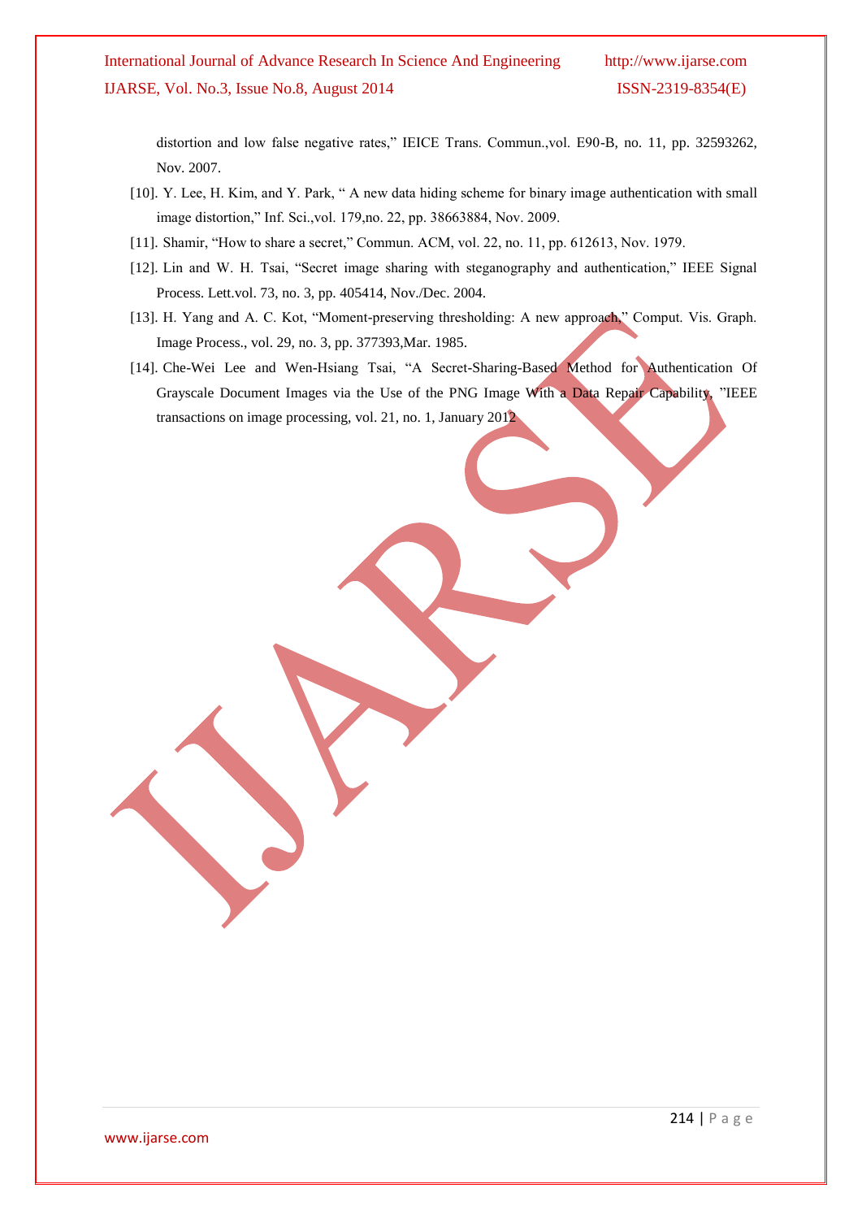distortion and low false negative rates," IEICE Trans. Commun.,vol. E90-B, no. 11, pp. 32593262, Nov. 2007.

[10]. Y. Lee, H. Kim, and Y. Park, " A new data hiding scheme for binary image authentication with small image distortion," Inf. Sci.,vol. 179,no. 22, pp. 38663884, Nov. 2009.

[11]. Shamir, "How to share a secret," Commun. ACM, vol. 22, no. 11, pp. 612613, Nov. 1979.

[12]. Lin and W. H. Tsai, "Secret image sharing with steganography and authentication," IEEE Signal Process. Lett.vol. 73, no. 3, pp. 405414, Nov./Dec. 2004.

[13]. H. Yang and A. C. Kot, "Moment-preserving thresholding: A new approach," Comput. Vis. Graph. Image Process., vol. 29, no. 3, pp. 377393,Mar. 1985.

[14]. Che-Wei Lee and Wen-Hsiang Tsai, "A Secret-Sharing-Based Method for Authentication Of Grayscale Document Images via the Use of the PNG Image With a Data Repair Capability, "IEEE transactions on image processing, vol. 21, no. 1, January 2012